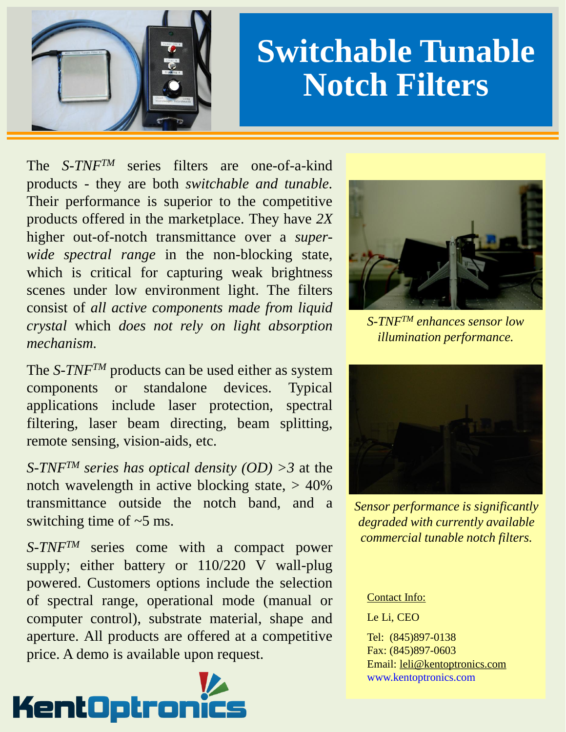# Switchable Tunable Notch Filters

The *S-TNF™* series filters are one-of-a-kind products - they are both *switchable and tunable.* Their performance is superior to the competitive products offered in the marketplace. They have *2X* higher out-of-notch transmittance over a *super-wide spectral range* in the non-blocking state, which is critical for capturing weak brightness scenes under low environment light. The filters consist of *all active components made from liquid crystal* which *does not rely on light absorption mechanism.*

The *S-TNF™* products can be used either as system components or standalone devices. Typical applications include laser protection, spectral filtering, laser beam directing, beam splitting, remote sensing, vision-aids, etc.

*S-TNF™ series has optical density (OD) >3* at the notch wavelength in active blocking state, > 40% transmittance outside the notch band, and a switching time of ~5 ms.

*S-TNF™* series come with a compact power supply; either battery or 110/220 V wall-plug powered. Customers options include the selection of spectral range, operational mode (manual or computer control), substrate material, shape and aperture. All products are offered at a competitive price. A demo is available upon request.

KentOptronics

*S-TNF™ enhances sensor low illumination performance.*

*Sensor performance is significantly degraded with currently available commercial tunable notch filters.*

Contact Info:

Le Li, CEO

Tel: (845)897-0138
Fax: (845)897-0603
Email: leli@kentoptronics.com
www.kentoptronics.com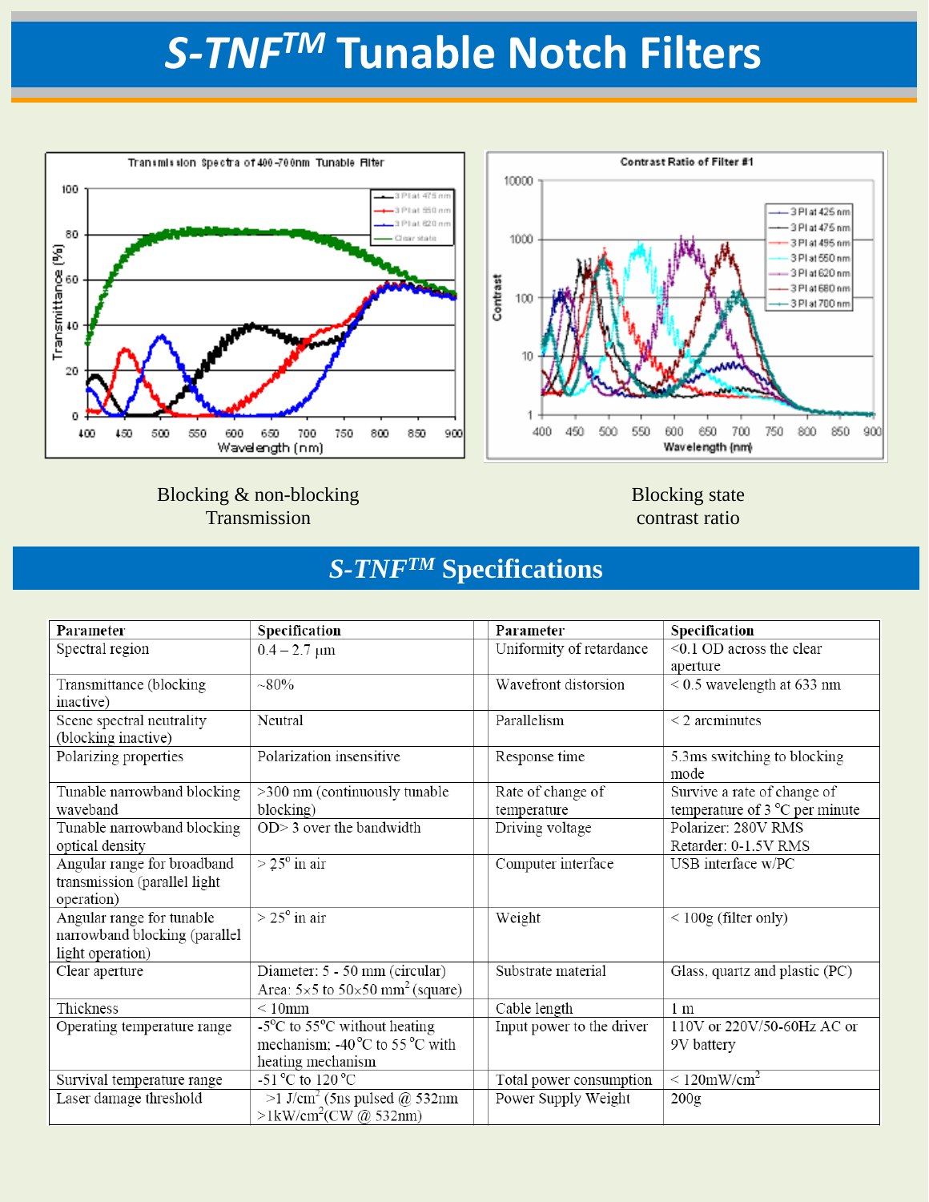# *S-TNF™* Tunable Notch Filters

Transmission Spectra of 400-700nm Tunable Filter

100
80
60
40
20
0

Transmittance (%)

400 450 500 550 600 650 700 750 800 850 900

Wavelength (nm)

3 PI at 475 nm
3 PI at 550 nm
3 PI at 620 nm
Clear state

Contrast Ratio of Filter #1

10000
1000
100
10
1

Contrast

400 450 500 550 600 650 700 750 800 850 900

Wavelength (nm)

3 PI at 425 nm
3 PI at 475 nm
3 PI at 495 nm
3 PI at 550 nm
3 PI at 620 nm
3 PI at 680 nm
3 PI at 700 nm

Blocking & non-blocking Transmission

Blocking state contrast ratio

## *S-TNF™* Specifications

| Parameter | Specification | Parameter | Specification |
|---|---|---|---|
| Spectral region | 0.4 – 2.7 μm | Uniformity of retardance | <0.1 OD across the clear aperture |
| Transmittance (blocking inactive) | ~80% | Wavefront distorsion | < 0.5 wavelength at 633 nm |
| Scene spectral neutrality (blocking inactive) | Neutral | Parallelism | < 2 arcminutes |
| Polarizing properties | Polarization insensitive | Response time | 5.3ms switching to blocking mode |
| Tunable narrowband blocking waveband | >300 nm (continuously tunable blocking) | Rate of change of temperature | Survive a rate of change of temperature of 3 °C per minute |
| Tunable narrowband blocking optical density | OD> 3 over the bandwidth | Driving voltage | Polarizer: 280V RMS<br>Retarder: 0-1.5V RMS |
| Angular range for broadband transmission (parallel light operation) | > 25° in air | Computer interface | USB interface w/PC |
| Angular range for tunable narrowband blocking (parallel light operation) | > 25° in air | Weight | < 100g (filter only) |
| Clear aperture | Diameter: 5 - 50 mm (circular)<br>Area: 5×5 to 50×50 mm$^2$ (square) | Substrate material | Glass, quartz and plastic (PC) |
| Thickness | < 10mm | Cable length | 1 m |
| Operating temperature range | -5°C to 55°C without heating mechanism; -40°C to 55 °C with heating mechanism | Input power to the driver | 110V or 220V/50-60Hz AC or 9V battery |
| Survival temperature range | -51 °C to 120 °C | Total power consumption | < 120mW/cm$^2$ |
| Laser damage threshold | >1 J/cm$^2$ (5ns pulsed @ 532nm<br>>1kW/cm$^2$(CW @ 532nm) | Power Supply Weight | 200g |